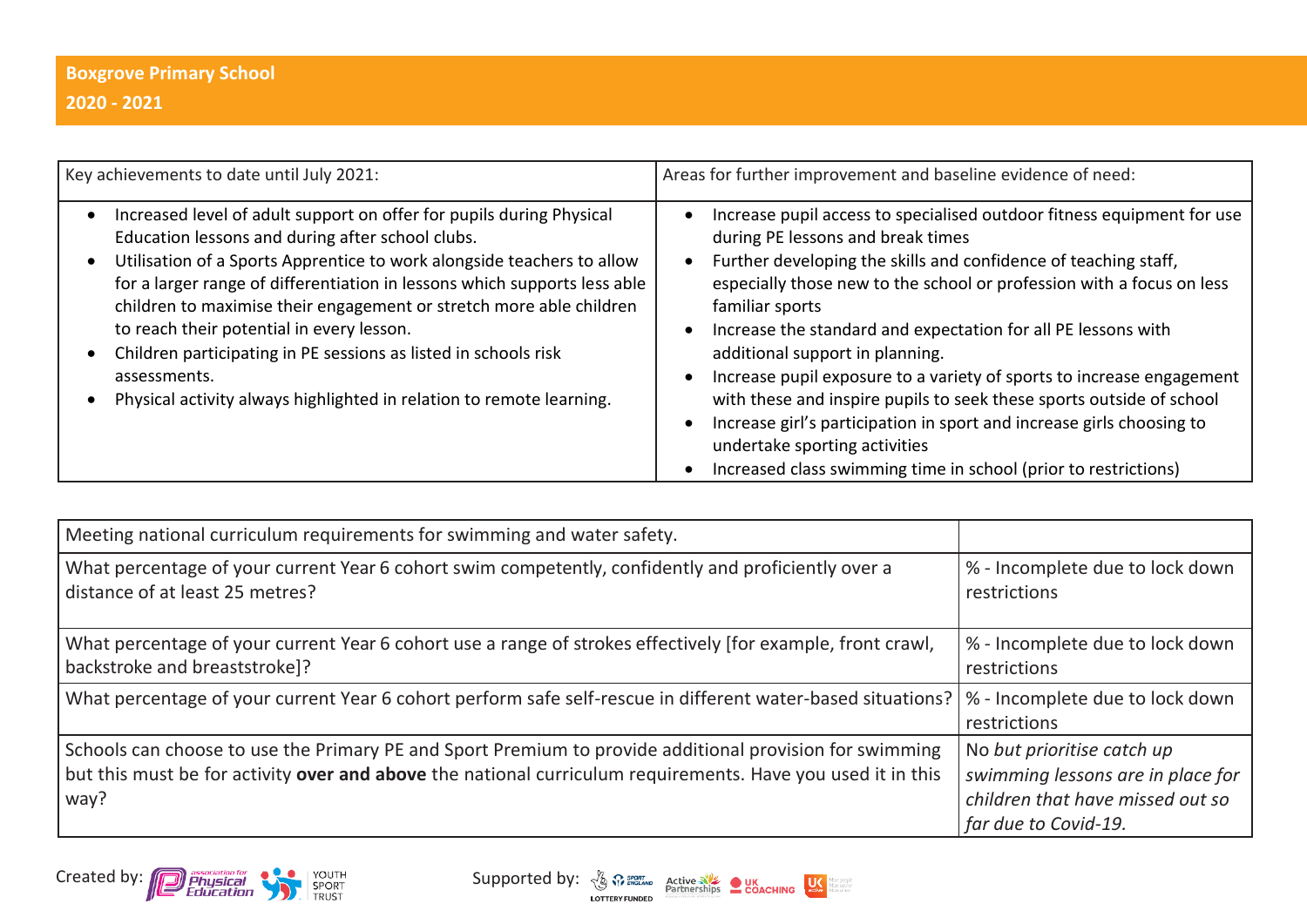**Boxgrove Primary School**

**2020 - 2021**

| Key achievements to date until July 2021: | Areas for further improvement and baseline evidence of need: |
| --- | --- |
| • Increased level of adult support on offer for pupils during Physical Education lessons and during after school clubs.<br>• Utilisation of a Sports Apprentice to work alongside teachers to allow for a larger range of differentiation in lessons which supports less able children to maximise their engagement or stretch more able children to reach their potential in every lesson.<br>• Children participating in PE sessions as listed in schools risk assessments.<br>• Physical activity always highlighted in relation to remote learning. | • Increase pupil access to specialised outdoor fitness equipment for use during PE lessons and break times<br>• Further developing the skills and confidence of teaching staff, especially those new to the school or profession with a focus on less familiar sports<br>• Increase the standard and expectation for all PE lessons with additional support in planning.<br>• Increase pupil exposure to a variety of sports to increase engagement with these and inspire pupils to seek these sports outside of school<br>• Increase girl's participation in sport and increase girls choosing to undertake sporting activities<br>• Increased class swimming time in school (prior to restrictions) |

| Meeting national curriculum requirements for swimming and water safety. | |
| --- | --- |
| What percentage of your current Year 6 cohort swim competently, confidently and proficiently over a distance of at least 25 metres? | % - Incomplete due to lock down restrictions |
| What percentage of your current Year 6 cohort use a range of strokes effectively [for example, front crawl, backstroke and breaststroke]? | % - Incomplete due to lock down restrictions |
| What percentage of your current Year 6 cohort perform safe self-rescue in different water-based situations? | % - Incomplete due to lock down restrictions |
| Schools can choose to use the Primary PE and Sport Premium to provide additional provision for swimming but this must be for activity **over and above** the national curriculum requirements. Have you used it in this way? | No *but prioritise catch up swimming lessons are in place for children that have missed out so far due to Covid-19.* |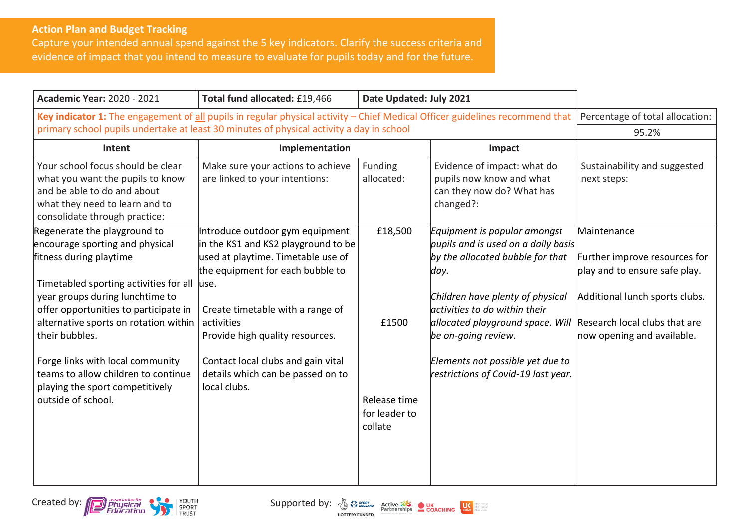**Action Plan and Budget Tracking**
Capture your intended annual spend against the 5 key indicators. Clarify the success criteria and evidence of impact that you intend to measure to evaluate for pupils today and for the future.

| **Academic Year:** 2020 - 2021 | **Total fund allocated:** £19,466 | **Date Updated: July 2021** | | |
|---|---|---|---|---|
| **Key indicator 1:** The engagement of <u>all</u> pupils in regular physical activity – Chief Medical Officer guidelines recommend that primary school pupils undertake at least 30 minutes of physical activity a day in school | | | | Percentage of total allocation: 95.2% |
| **Intent** | **Implementation** | | **Impact** | |
| Your school focus should be clear what you want the pupils to know and be able to do and about what they need to learn and to consolidate through practice: | Make sure your actions to achieve are linked to your intentions: | Funding allocated: | Evidence of impact: what do pupils now know and what can they now do? What has changed?: | Sustainability and suggested next steps: |
| Regenerate the playground to encourage sporting and physical fitness during playtime<br><br>Timetabled sporting activities for all year groups during lunchtime to offer opportunities to participate in alternative sports on rotation within their bubbles.<br><br>Forge links with local community teams to allow children to continue playing the sport competitively outside of school. | Introduce outdoor gym equipment in the KS1 and KS2 playground to be used at playtime. Timetable use of the equipment for each bubble to use.<br><br>Create timetable with a range of activities<br>Provide high quality resources.<br><br>Contact local clubs and gain vital details which can be passed on to local clubs. | £18,500<br><br>£1500<br><br>Release time for leader to collate | *Equipment is popular amongst pupils and is used on a daily basis by the allocated bubble for that day.*<br><br>*Children have plenty of physical activities to do within their allocated playground space. Will be on-going review.*<br><br>*Elements not possible yet due to restrictions of Covid-19 last year.* | Maintenance<br><br>Further improve resources for play and to ensure safe play.<br><br>Additional lunch sports clubs.<br><br>Research local clubs that are now opening and available. |

Created by: Association for Physical Education, Youth Sport Trust

Supported by: Sport England (Lottery Funded), Active Partnerships, UK Coaching, UK Active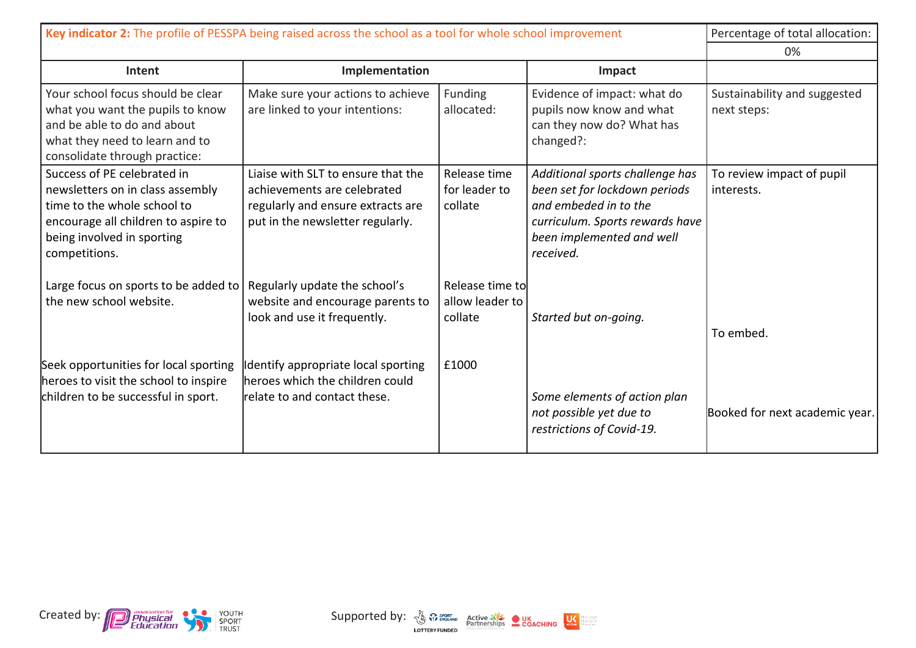| **Key indicator 2:** The profile of PESSPA being raised across the school as a tool for whole school improvement | | | | Percentage of total allocation: |
|---|---|---|---|---|
| | | | | 0% |
| **Intent** | **Implementation** | | **Impact** | |
| Your school focus should be clear what you want the pupils to know and be able to do and about what they need to learn and to consolidate through practice: | Make sure your actions to achieve are linked to your intentions: | Funding allocated: | Evidence of impact: what do pupils now know and what can they now do? What has changed?: | Sustainability and suggested next steps: |
| Success of PE celebrated in newsletters on in class assembly time to the whole school to encourage all children to aspire to being involved in sporting competitions. | Liaise with SLT to ensure that the achievements are celebrated regularly and ensure extracts are put in the newsletter regularly. | Release time for leader to collate | *Additional sports challenge has been set for lockdown periods and embeded in to the curriculum. Sports rewards have been implemented and well received.* | To review impact of pupil interests. |
| Large focus on sports to be added to the new school website. | Regularly update the school's website and encourage parents to look and use it frequently. | Release time to allow leader to collate | *Started but on-going.* | To embed. |
| Seek opportunities for local sporting heroes to visit the school to inspire children to be successful in sport. | Identify appropriate local sporting heroes which the children could relate to and contact these. | £1000 | *Some elements of action plan not possible yet due to restrictions of Covid-19.* | Booked for next academic year. |

Created by: Association for Physical Education, Youth Sport Trust

Supported by: Sport England, Lottery Funded, Active Partnerships, UK Coaching, UK Active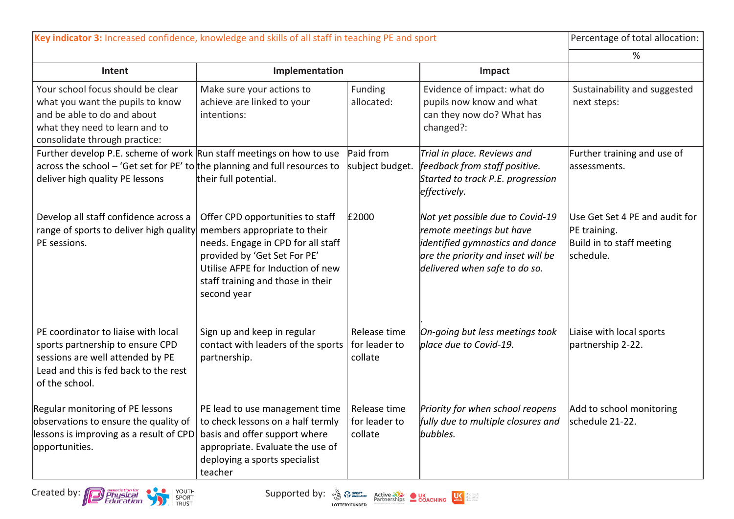| Key indicator 3: Increased confidence, knowledge and skills of all staff in teaching PE and sport | | | | Percentage of total allocation: |
|---|---|---|---|---|
| | | | | % |
| **Intent** | **Implementation** | | **Impact** | |
| Your school focus should be clear what you want the pupils to know and be able to do and about what they need to learn and to consolidate through practice: | Make sure your actions to achieve are linked to your intentions: | Funding allocated: | Evidence of impact: what do pupils now know and what can they now do? What has changed?: | Sustainability and suggested next steps: |
| Further develop P.E. scheme of work across the school – 'Get set for PE' to deliver high quality PE lessons | Run staff meetings on how to use the planning and full resources to their full potential. | Paid from subject budget. | *Trial in place. Reviews and feedback from staff positive. Started to track P.E. progression effectively.* | Further training and use of assessments. |
| Develop all staff confidence across a range of sports to deliver high quality PE sessions. | Offer CPD opportunities to staff members appropriate to their needs. Engage in CPD for all staff provided by 'Get Set For PE' Utilise AFPE for Induction of new staff training and those in their second year | £2000 | *Not yet possible due to Covid-19 remote meetings but have identified gymnastics and dance are the priority and inset will be delivered when safe to do so.* | Use Get Set 4 PE and audit for PE training. Build in to staff meeting schedule. |
| PE coordinator to liaise with local sports partnership to ensure CPD sessions are well attended by PE Lead and this is fed back to the rest of the school. | Sign up and keep in regular contact with leaders of the sports partnership. | Release time for leader to collate | *On-going but less meetings took place due to Covid-19.* | Liaise with local sports partnership 2-22. |
| Regular monitoring of PE lessons observations to ensure the quality of lessons is improving as a result of CPD opportunities. | PE lead to use management time to check lessons on a half termly basis and offer support where appropriate. Evaluate the use of deploying a sports specialist teacher | Release time for leader to collate | *Priority for when school reopens fully due to multiple closures and bubbles.* | Add to school monitoring schedule 21-22. |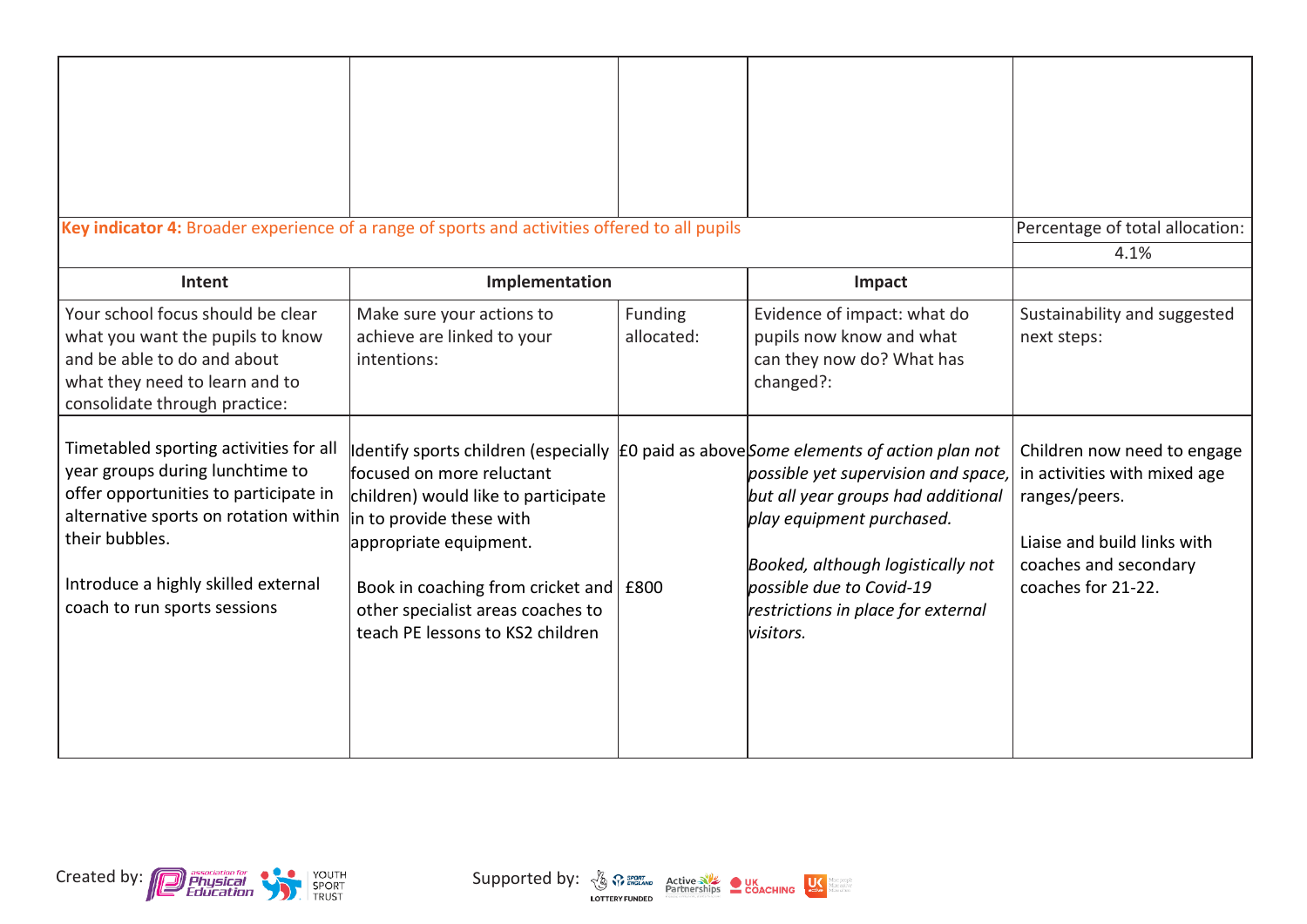| | | | | |
|---|---|---|---|---|
| | | | | |
| **Key indicator 4:** Broader experience of a range of sports and activities offered to all pupils | | | | Percentage of total allocation: |
| | | | | 4.1% |
| **Intent** | **Implementation** | | **Impact** | |
| Your school focus should be clear what you want the pupils to know and be able to do and about what they need to learn and to consolidate through practice: | Make sure your actions to achieve are linked to your intentions: | Funding allocated: | Evidence of impact: what do pupils now know and what can they now do? What has changed?: | Sustainability and suggested next steps: |
| Timetabled sporting activities for all year groups during lunchtime to offer opportunities to participate in alternative sports on rotation within their bubbles.<br><br>Introduce a highly skilled external coach to run sports sessions | Identify sports children (especially focused on more reluctant children) would like to participate in to provide these with appropriate equipment.<br><br>Book in coaching from cricket and other specialist areas coaches to teach PE lessons to KS2 children | £0 paid as above<br><br>£800 | *Some elements of action plan not possible yet supervision and space, but all year groups had additional play equipment purchased.*<br><br>*Booked, although logistically not possible due to Covid-19 restrictions in place for external visitors.* | Children now need to engage in activities with mixed age ranges/peers.<br><br>Liaise and build links with coaches and secondary coaches for 21-22. |

Created by: Association for Physical Education, Youth Sport Trust

Supported by: Sport England (Lottery Funded), Active Partnerships, UK Coaching, UK Active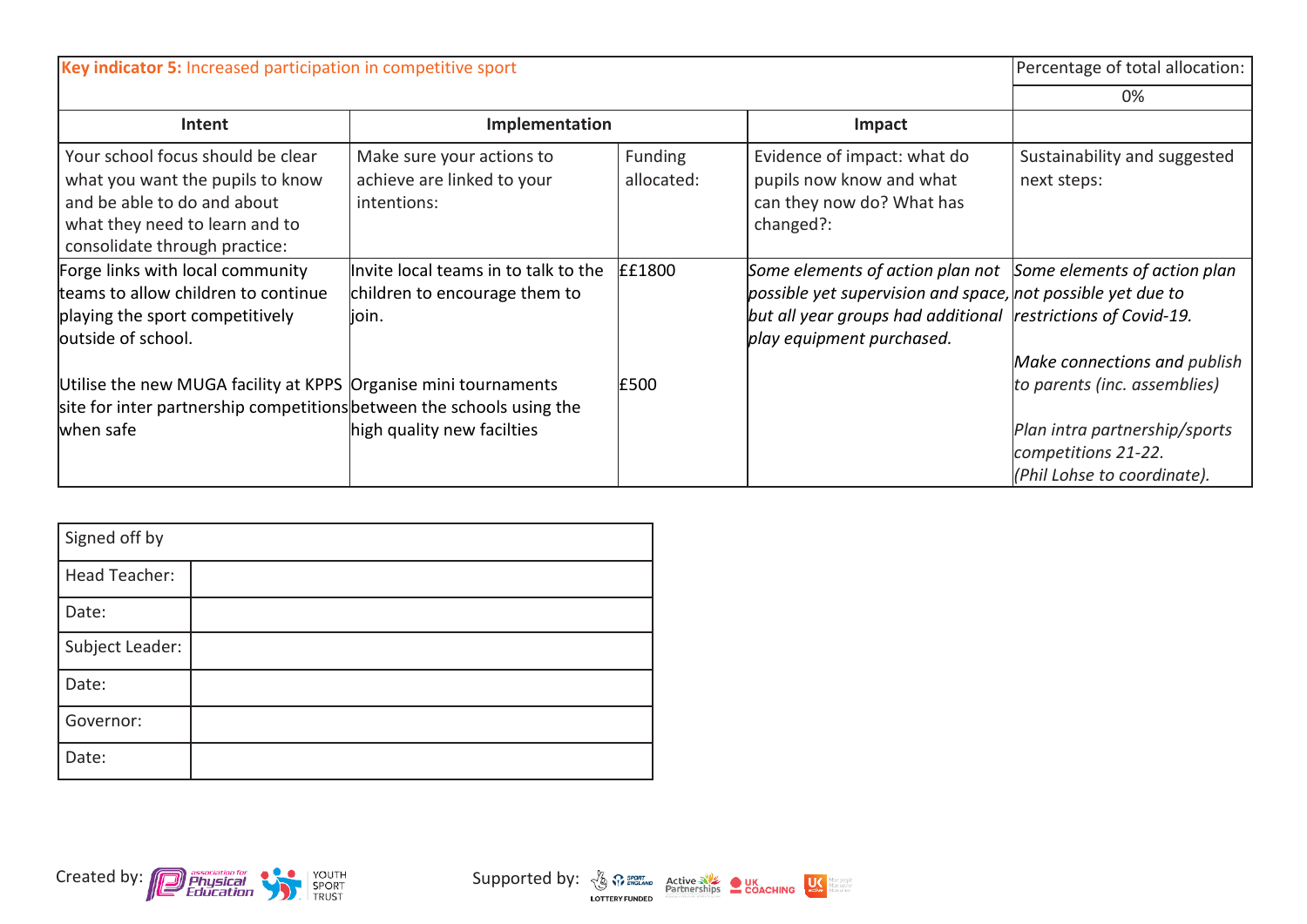| **Key indicator 5:** Increased participation in competitive sport | | | | Percentage of total allocation: |
|---|---|---|---|---|
| | | | | 0% |
| **Intent** | **Implementation** | | **Impact** | |
| Your school focus should be clear what you want the pupils to know and be able to do and about what they need to learn and to consolidate through practice: | Make sure your actions to achieve are linked to your intentions: | Funding allocated: | Evidence of impact: what do pupils now know and what can they now do? What has changed?: | Sustainability and suggested next steps: |
| Forge links with local community teams to allow children to continue playing the sport competitively outside of school.<br><br>Utilise the new MUGA facility at KPPS site for inter partnership competitions when safe | Invite local teams in to talk to the children to encourage them to join.<br><br>Organise mini tournaments between the schools using the high quality new facilties | ££1800<br><br>£500 | *Some elements of action plan not possible yet supervision and space, but all year groups had additional play equipment purchased.* | *Some elements of action plan not possible yet due to restrictions of Covid-19.*<br><br>*Make connections and publish to parents (inc. assemblies)*<br><br>*Plan intra partnership/sports competitions 21-22. (Phil Lohse to coordinate).* |

| Signed off by | |
|---|---|
| Head Teacher: | |
| Date: | |
| Subject Leader: | |
| Date: | |
| Governor: | |
| Date: | |

Created by: association for Physical Education, Youth Sport Trust

Supported by: Sport England, Lottery Funded, Active Partnerships, UK Coaching, UK Active